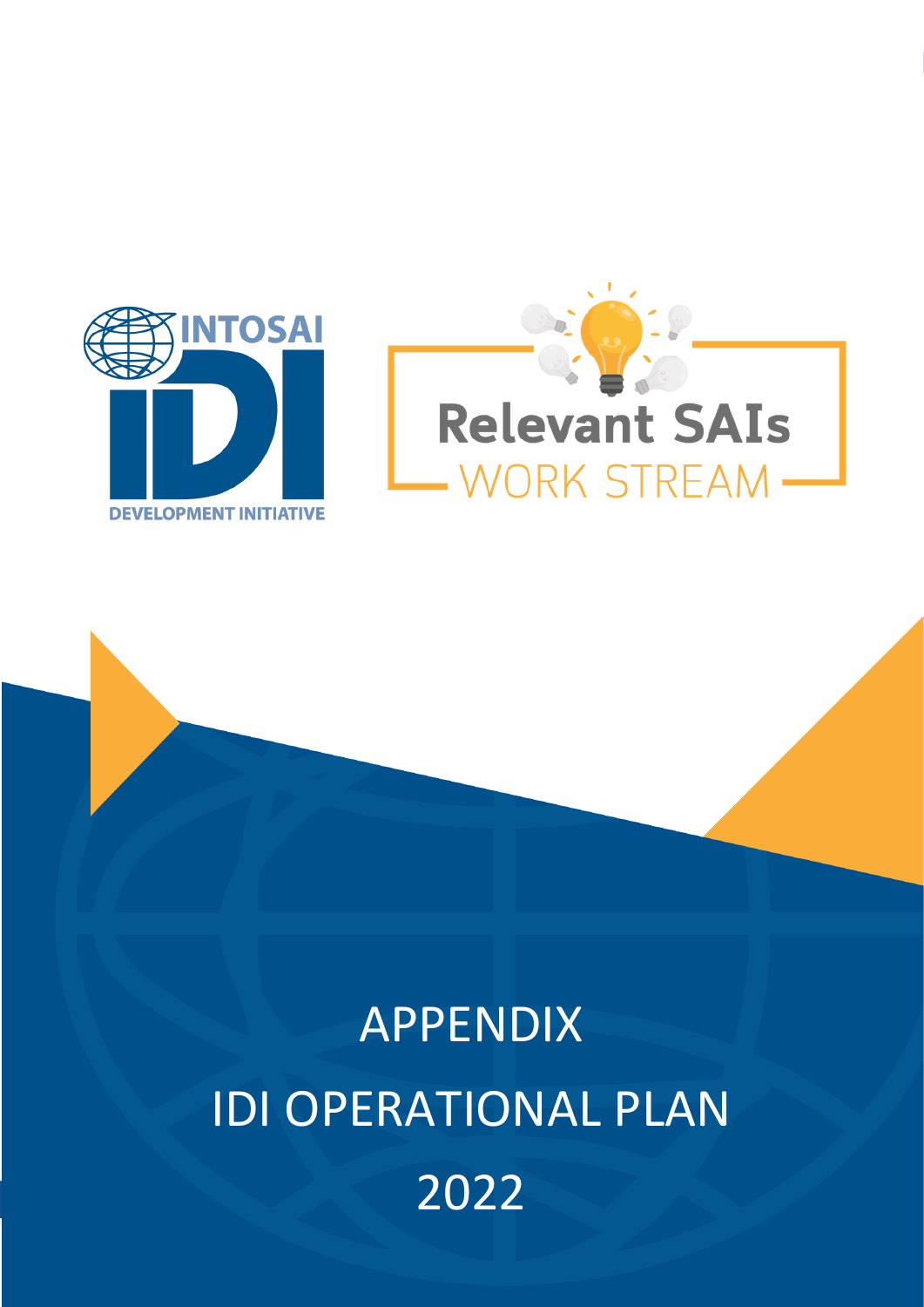INTOSAI

IDI

DEVELOPMENT INITIATIVE

Relevant SAIs

WORK STREAM

# APPENDIX

# IDI OPERATIONAL PLAN

# 2022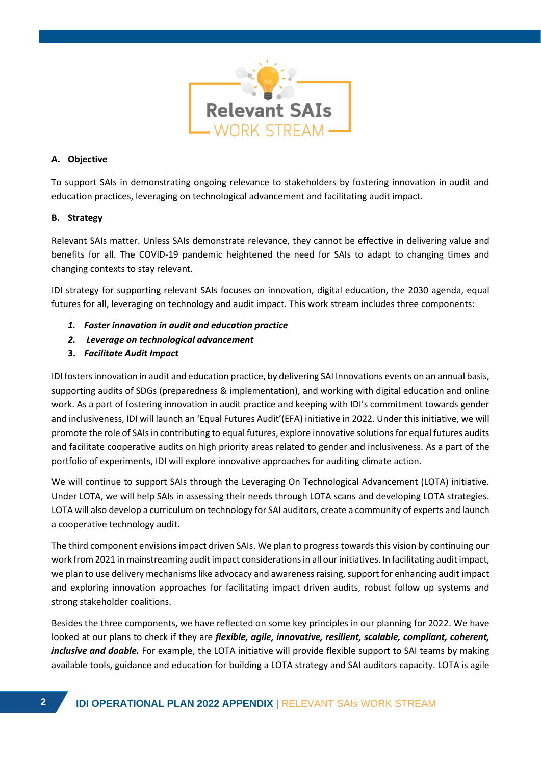# Relevant SAIs WORK STREAM

**A. Objective**

To support SAIs in demonstrating ongoing relevance to stakeholders by fostering innovation in audit and education practices, leveraging on technological advancement and facilitating audit impact.

**B. Strategy**

Relevant SAIs matter. Unless SAIs demonstrate relevance, they cannot be effective in delivering value and benefits for all. The COVID-19 pandemic heightened the need for SAIs to adapt to changing times and changing contexts to stay relevant.

IDI strategy for supporting relevant SAIs focuses on innovation, digital education, the 2030 agenda, equal futures for all, leveraging on technology and audit impact. This work stream includes three components:

1. ***Foster innovation in audit and education practice***
2. ***Leverage on technological advancement***
3. ***Facilitate Audit Impact***

IDI fosters innovation in audit and education practice, by delivering SAI Innovations events on an annual basis, supporting audits of SDGs (preparedness & implementation), and working with digital education and online work. As a part of fostering innovation in audit practice and keeping with IDI's commitment towards gender and inclusiveness, IDI will launch an 'Equal Futures Audit'(EFA) initiative in 2022. Under this initiative, we will promote the role of SAIs in contributing to equal futures, explore innovative solutions for equal futures audits and facilitate cooperative audits on high priority areas related to gender and inclusiveness. As a part of the portfolio of experiments, IDI will explore innovative approaches for auditing climate action.

We will continue to support SAIs through the Leveraging On Technological Advancement (LOTA) initiative. Under LOTA, we will help SAIs in assessing their needs through LOTA scans and developing LOTA strategies. LOTA will also develop a curriculum on technology for SAI auditors, create a community of experts and launch a cooperative technology audit.

The third component envisions impact driven SAIs. We plan to progress towards this vision by continuing our work from 2021 in mainstreaming audit impact considerations in all our initiatives. In facilitating audit impact, we plan to use delivery mechanisms like advocacy and awareness raising, support for enhancing audit impact and exploring innovation approaches for facilitating impact driven audits, robust follow up systems and strong stakeholder coalitions.

Besides the three components, we have reflected on some key principles in our planning for 2022. We have looked at our plans to check if they are ***flexible, agile, innovative, resilient, scalable, compliant, coherent, inclusive and doable.*** For example, the LOTA initiative will provide flexible support to SAI teams by making available tools, guidance and education for building a LOTA strategy and SAI auditors capacity. LOTA is agile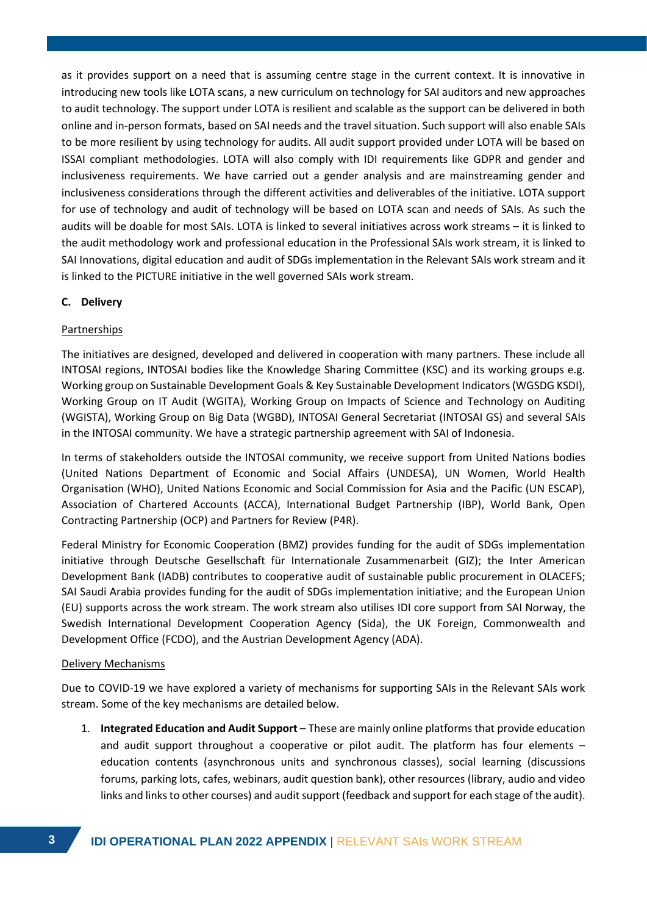as it provides support on a need that is assuming centre stage in the current context. It is innovative in introducing new tools like LOTA scans, a new curriculum on technology for SAI auditors and new approaches to audit technology. The support under LOTA is resilient and scalable as the support can be delivered in both online and in-person formats, based on SAI needs and the travel situation. Such support will also enable SAIs to be more resilient by using technology for audits. All audit support provided under LOTA will be based on ISSAI compliant methodologies. LOTA will also comply with IDI requirements like GDPR and gender and inclusiveness requirements. We have carried out a gender analysis and are mainstreaming gender and inclusiveness considerations through the different activities and deliverables of the initiative. LOTA support for use of technology and audit of technology will be based on LOTA scan and needs of SAIs. As such the audits will be doable for most SAIs. LOTA is linked to several initiatives across work streams – it is linked to the audit methodology work and professional education in the Professional SAIs work stream, it is linked to SAI Innovations, digital education and audit of SDGs implementation in the Relevant SAIs work stream and it is linked to the PICTURE initiative in the well governed SAIs work stream.

### C. Delivery

<u>Partnerships</u>

The initiatives are designed, developed and delivered in cooperation with many partners. These include all INTOSAI regions, INTOSAI bodies like the Knowledge Sharing Committee (KSC) and its working groups e.g. Working group on Sustainable Development Goals & Key Sustainable Development Indicators (WGSDG KSDI), Working Group on IT Audit (WGITA), Working Group on Impacts of Science and Technology on Auditing (WGISTA), Working Group on Big Data (WGBD), INTOSAI General Secretariat (INTOSAI GS) and several SAIs in the INTOSAI community. We have a strategic partnership agreement with SAI of Indonesia.

In terms of stakeholders outside the INTOSAI community, we receive support from United Nations bodies (United Nations Department of Economic and Social Affairs (UNDESA), UN Women, World Health Organisation (WHO), United Nations Economic and Social Commission for Asia and the Pacific (UN ESCAP), Association of Chartered Accounts (ACCA), International Budget Partnership (IBP), World Bank, Open Contracting Partnership (OCP) and Partners for Review (P4R).

Federal Ministry for Economic Cooperation (BMZ) provides funding for the audit of SDGs implementation initiative through Deutsche Gesellschaft für Internationale Zusammenarbeit (GIZ); the Inter American Development Bank (IADB) contributes to cooperative audit of sustainable public procurement in OLACEFS; SAI Saudi Arabia provides funding for the audit of SDGs implementation initiative; and the European Union (EU) supports across the work stream. The work stream also utilises IDI core support from SAI Norway, the Swedish International Development Cooperation Agency (Sida), the UK Foreign, Commonwealth and Development Office (FCDO), and the Austrian Development Agency (ADA).

<u>Delivery Mechanisms</u>

Due to COVID-19 we have explored a variety of mechanisms for supporting SAIs in the Relevant SAIs work stream. Some of the key mechanisms are detailed below.

1. **Integrated Education and Audit Support** – These are mainly online platforms that provide education and audit support throughout a cooperative or pilot audit. The platform has four elements – education contents (asynchronous units and synchronous classes), social learning (discussions forums, parking lots, cafes, webinars, audit question bank), other resources (library, audio and video links and links to other courses) and audit support (feedback and support for each stage of the audit).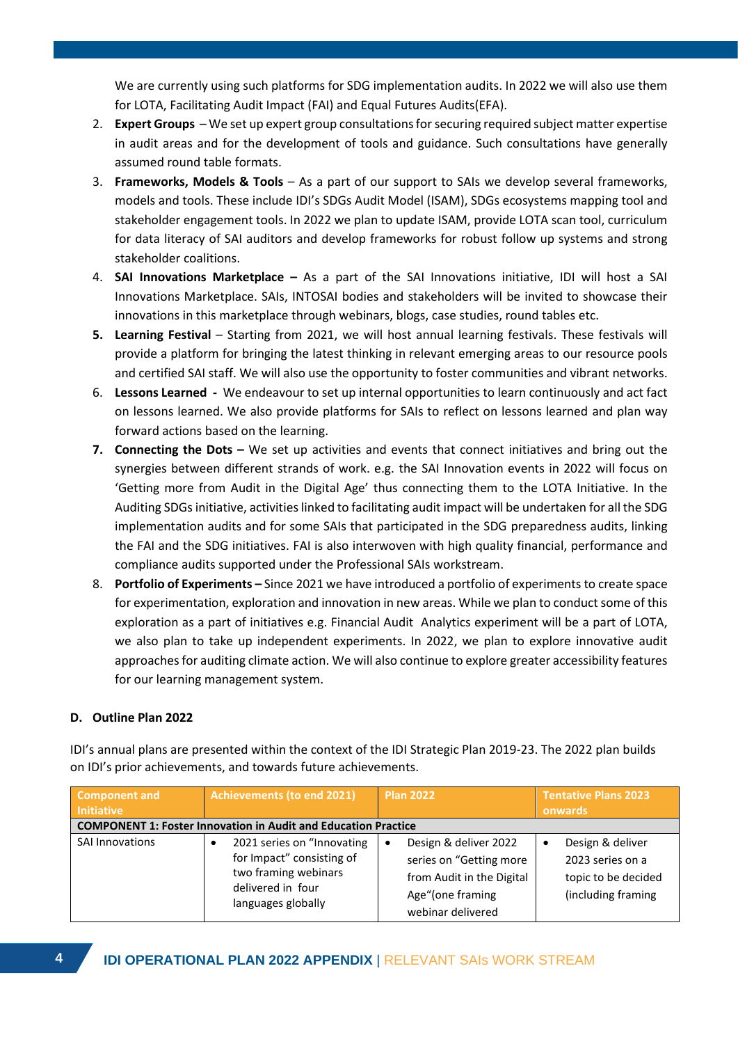We are currently using such platforms for SDG implementation audits. In 2022 we will also use them for LOTA, Facilitating Audit Impact (FAI) and Equal Futures Audits(EFA).

2. **Expert Groups** – We set up expert group consultations for securing required subject matter expertise in audit areas and for the development of tools and guidance. Such consultations have generally assumed round table formats.
3. **Frameworks, Models & Tools** – As a part of our support to SAIs we develop several frameworks, models and tools. These include IDI's SDGs Audit Model (ISAM), SDGs ecosystems mapping tool and stakeholder engagement tools. In 2022 we plan to update ISAM, provide LOTA scan tool, curriculum for data literacy of SAI auditors and develop frameworks for robust follow up systems and strong stakeholder coalitions.
4. **SAI Innovations Marketplace –** As a part of the SAI Innovations initiative, IDI will host a SAI Innovations Marketplace. SAIs, INTOSAI bodies and stakeholders will be invited to showcase their innovations in this marketplace through webinars, blogs, case studies, round tables etc.
5. **Learning Festival** – Starting from 2021, we will host annual learning festivals. These festivals will provide a platform for bringing the latest thinking in relevant emerging areas to our resource pools and certified SAI staff. We will also use the opportunity to foster communities and vibrant networks.
6. **Lessons Learned -** We endeavour to set up internal opportunities to learn continuously and act fact on lessons learned. We also provide platforms for SAIs to reflect on lessons learned and plan way forward actions based on the learning.
7. **Connecting the Dots –** We set up activities and events that connect initiatives and bring out the synergies between different strands of work. e.g. the SAI Innovation events in 2022 will focus on 'Getting more from Audit in the Digital Age' thus connecting them to the LOTA Initiative. In the Auditing SDGs initiative, activities linked to facilitating audit impact will be undertaken for all the SDG implementation audits and for some SAIs that participated in the SDG preparedness audits, linking the FAI and the SDG initiatives. FAI is also interwoven with high quality financial, performance and compliance audits supported under the Professional SAIs workstream.
8. **Portfolio of Experiments –** Since 2021 we have introduced a portfolio of experiments to create space for experimentation, exploration and innovation in new areas. While we plan to conduct some of this exploration as a part of initiatives e.g. Financial Audit Analytics experiment will be a part of LOTA, we also plan to take up independent experiments. In 2022, we plan to explore innovative audit approaches for auditing climate action. We will also continue to explore greater accessibility features for our learning management system.

## D. Outline Plan 2022

IDI's annual plans are presented within the context of the IDI Strategic Plan 2019-23. The 2022 plan builds on IDI's prior achievements, and towards future achievements.

| Component and Initiative | Achievements (to end 2021) | Plan 2022 | Tentative Plans 2023 onwards |
|---|---|---|---|
| **COMPONENT 1: Foster Innovation in Audit and Education Practice** | | | |
| SAI Innovations | • 2021 series on "Innovating for Impact" consisting of two framing webinars delivered in four languages globally | • Design & deliver 2022 series on "Getting more from Audit in the Digital Age"(one framing webinar delivered | • Design & deliver 2023 series on a topic to be decided (including framing |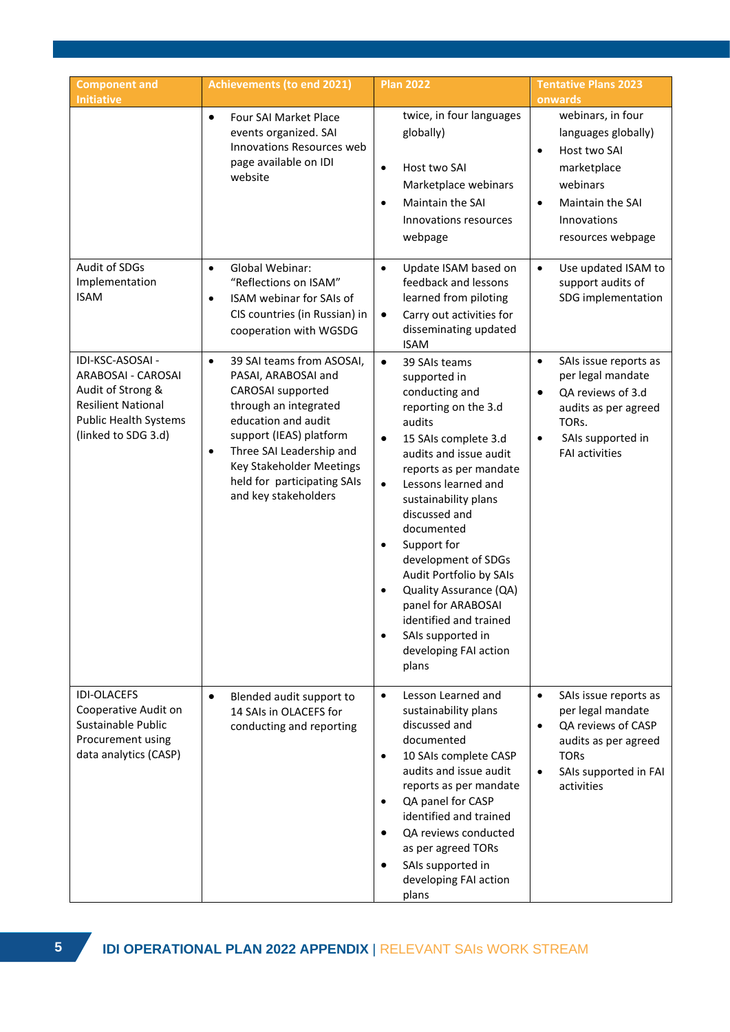| Component and Initiative | Achievements (to end 2021) | Plan 2022 | Tentative Plans 2023 onwards |
|---|---|---|---|
| | • Four SAI Market Place events organized. SAI Innovations Resources web page available on IDI website | twice, in four languages globally)<br>• Host two SAI Marketplace webinars<br>• Maintain the SAI Innovations resources webpage | webinars, in four languages globally)<br>• Host two SAI marketplace webinars<br>• Maintain the SAI Innovations resources webpage |
| Audit of SDGs Implementation ISAM | • Global Webinar: "Reflections on ISAM"<br>• ISAM webinar for SAIs of CIS countries (in Russian) in cooperation with WGSDG | • Update ISAM based on feedback and lessons learned from piloting<br>• Carry out activities for disseminating updated ISAM | • Use updated ISAM to support audits of SDG implementation |
| IDI-KSC-ASOSAI - ARABOSAI - CAROSAI Audit of Strong & Resilient National Public Health Systems (linked to SDG 3.d) | • 39 SAI teams from ASOSAI, PASAI, ARABOSAI and CAROSAI supported through an integrated education and audit support (IEAS) platform<br>• Three SAI Leadership and Key Stakeholder Meetings held for participating SAIs and key stakeholders | • 39 SAIs teams supported in conducting and reporting on the 3.d audits<br>• 15 SAIs complete 3.d audits and issue audit reports as per mandate<br>• Lessons learned and sustainability plans discussed and documented<br>• Support for development of SDGs Audit Portfolio by SAIs<br>• Quality Assurance (QA) panel for ARABOSAI identified and trained<br>• SAIs supported in developing FAI action plans | • SAIs issue reports as per legal mandate<br>• QA reviews of 3.d audits as per agreed TORs.<br>• SAIs supported in FAI activities |
| IDI-OLACEFS Cooperative Audit on Sustainable Public Procurement using data analytics (CASP) | • Blended audit support to 14 SAIs in OLACEFS for conducting and reporting | • Lesson Learned and sustainability plans discussed and documented<br>• 10 SAIs complete CASP audits and issue audit reports as per mandate<br>• QA panel for CASP identified and trained<br>• QA reviews conducted as per agreed TORs<br>• SAIs supported in developing FAI action plans | • SAIs issue reports as per legal mandate<br>• QA reviews of CASP audits as per agreed TORs<br>• SAIs supported in FAI activities |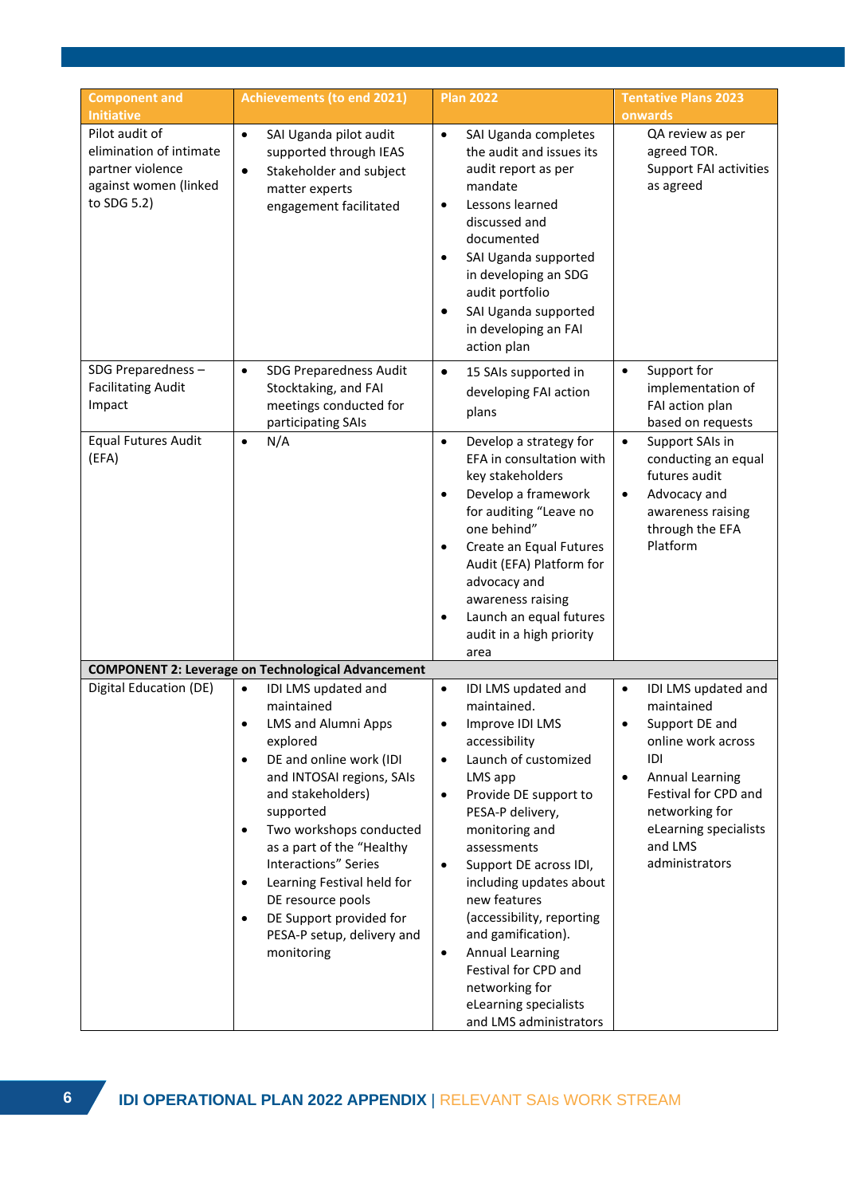| Component and Initiative | Achievements (to end 2021) | Plan 2022 | Tentative Plans 2023 onwards |
|---|---|---|---|
| Pilot audit of elimination of intimate partner violence against women (linked to SDG 5.2) | • SAI Uganda pilot audit supported through IEAS<br>• Stakeholder and subject matter experts engagement facilitated | • SAI Uganda completes the audit and issues its audit report as per mandate<br>• Lessons learned discussed and documented<br>• SAI Uganda supported in developing an SDG audit portfolio<br>• SAI Uganda supported in developing an FAI action plan | QA review as per agreed TOR.<br>Support FAI activities as agreed |
| SDG Preparedness – Facilitating Audit Impact | • SDG Preparedness Audit Stocktaking, and FAI meetings conducted for participating SAIs | • 15 SAIs supported in developing FAI action plans | • Support for implementation of FAI action plan based on requests |
| Equal Futures Audit (EFA) | • N/A | • Develop a strategy for EFA in consultation with key stakeholders<br>• Develop a framework for auditing "Leave no one behind"<br>• Create an Equal Futures Audit (EFA) Platform for advocacy and awareness raising<br>• Launch an equal futures audit in a high priority area | • Support SAIs in conducting an equal futures audit<br>• Advocacy and awareness raising through the EFA Platform |
| **COMPONENT 2: Leverage on Technological Advancement** | | | |
| Digital Education (DE) | • IDI LMS updated and maintained<br>• LMS and Alumni Apps explored<br>• DE and online work (IDI and INTOSAI regions, SAIs and stakeholders) supported<br>• Two workshops conducted as a part of the "Healthy Interactions" Series<br>• Learning Festival held for DE resource pools<br>• DE Support provided for PESA-P setup, delivery and monitoring | • IDI LMS updated and maintained.<br>• Improve IDI LMS accessibility<br>• Launch of customized LMS app<br>• Provide DE support to PESA-P delivery, monitoring and assessments<br>• Support DE across IDI, including updates about new features (accessibility, reporting and gamification).<br>• Annual Learning Festival for CPD and networking for eLearning specialists and LMS administrators | • IDI LMS updated and maintained<br>• Support DE and online work across IDI<br>• Annual Learning Festival for CPD and networking for eLearning specialists and LMS administrators |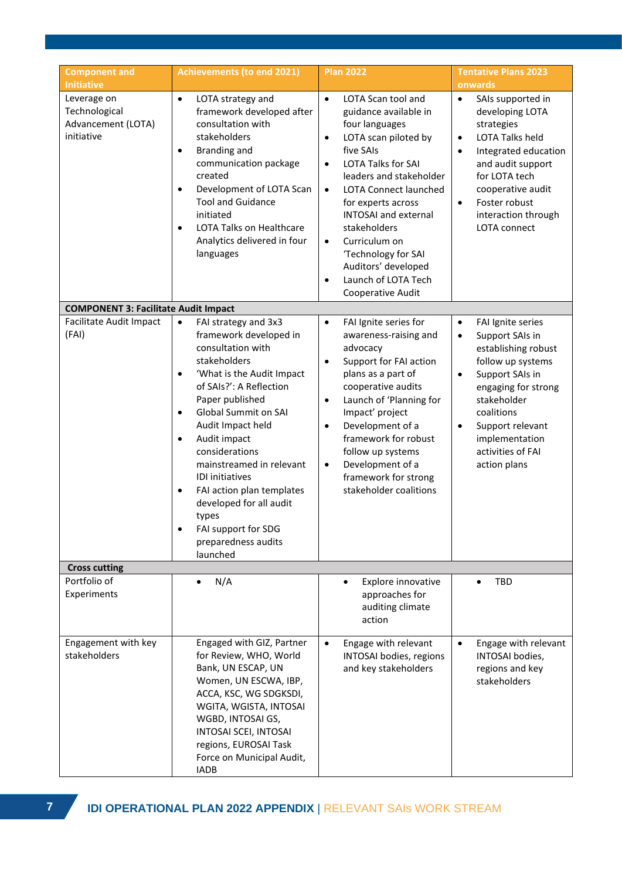| Component and Initiative | Achievements (to end 2021) | Plan 2022 | Tentative Plans 2023 onwards |
| --- | --- | --- | --- |
| Leverage on Technological Advancement (LOTA) initiative | • LOTA strategy and framework developed after consultation with stakeholders<br>• Branding and communication package created<br>• Development of LOTA Scan Tool and Guidance initiated<br>• LOTA Talks on Healthcare Analytics delivered in four languages | • LOTA Scan tool and guidance available in four languages<br>• LOTA scan piloted by five SAIs<br>• LOTA Talks for SAI leaders and stakeholder<br>• LOTA Connect launched for experts across INTOSAI and external stakeholders<br>• Curriculum on 'Technology for SAI Auditors' developed<br>• Launch of LOTA Tech Cooperative Audit | • SAIs supported in developing LOTA strategies<br>• LOTA Talks held<br>• Integrated education and audit support for LOTA tech cooperative audit<br>• Foster robust interaction through LOTA connect |
| **COMPONENT 3: Facilitate Audit Impact** | | | |
| Facilitate Audit Impact (FAI) | • FAI strategy and 3x3 framework developed in consultation with stakeholders<br>• 'What is the Audit Impact of SAIs?': A Reflection Paper published<br>• Global Summit on SAI Audit Impact held<br>• Audit impact considerations mainstreamed in relevant IDI initiatives<br>• FAI action plan templates developed for all audit types<br>• FAI support for SDG preparedness audits launched | • FAI Ignite series for awareness-raising and advocacy<br>• Support for FAI action plans as a part of cooperative audits<br>• Launch of 'Planning for Impact' project<br>• Development of a framework for robust follow up systems<br>• Development of a framework for strong stakeholder coalitions | • FAI Ignite series<br>• Support SAIs in establishing robust follow up systems<br>• Support SAIs in engaging for strong stakeholder coalitions<br>• Support relevant implementation activities of FAI action plans |
| **Cross cutting** | | | |
| Portfolio of Experiments | • N/A | • Explore innovative approaches for auditing climate action | • TBD |
| Engagement with key stakeholders | Engaged with GIZ, Partner for Review, WHO, World Bank, UN ESCAP, UN Women, UN ESCWA, IBP, ACCA, KSC, WG SDGKSDI, WGITA, WGISTA, INTOSAI WGBD, INTOSAI GS, INTOSAI SCEI, INTOSAI regions, EUROSAI Task Force on Municipal Audit, IADB | • Engage with relevant INTOSAI bodies, regions and key stakeholders | • Engage with relevant INTOSAI bodies, regions and key stakeholders |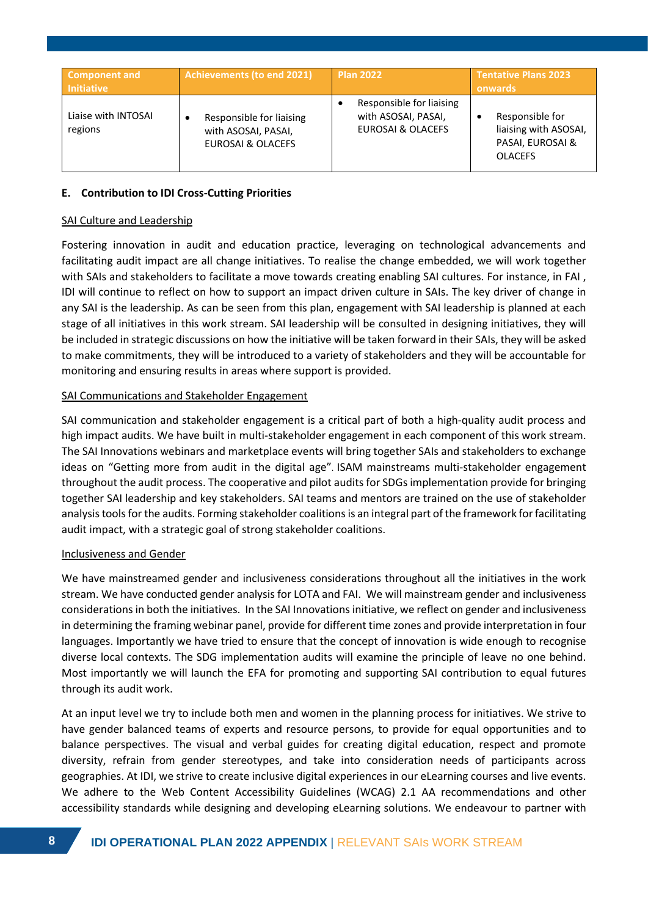| Component and Initiative | Achievements (to end 2021) | Plan 2022 | Tentative Plans 2023 onwards |
|---|---|---|---|
| Liaise with INTOSAI regions | • Responsible for liaising with ASOSAI, PASAI, EUROSAI & OLACEFS | • Responsible for liaising with ASOSAI, PASAI, EUROSAI & OLACEFS | • Responsible for liaising with ASOSAI, PASAI, EUROSAI & OLACEFS |

**E. Contribution to IDI Cross-Cutting Priorities**

SAI Culture and Leadership

Fostering innovation in audit and education practice, leveraging on technological advancements and facilitating audit impact are all change initiatives. To realise the change embedded, we will work together with SAIs and stakeholders to facilitate a move towards creating enabling SAI cultures. For instance, in FAI , IDI will continue to reflect on how to support an impact driven culture in SAIs. The key driver of change in any SAI is the leadership. As can be seen from this plan, engagement with SAI leadership is planned at each stage of all initiatives in this work stream. SAI leadership will be consulted in designing initiatives, they will be included in strategic discussions on how the initiative will be taken forward in their SAIs, they will be asked to make commitments, they will be introduced to a variety of stakeholders and they will be accountable for monitoring and ensuring results in areas where support is provided.

SAI Communications and Stakeholder Engagement

SAI communication and stakeholder engagement is a critical part of both a high-quality audit process and high impact audits. We have built in multi-stakeholder engagement in each component of this work stream. The SAI Innovations webinars and marketplace events will bring together SAIs and stakeholders to exchange ideas on "Getting more from audit in the digital age". ISAM mainstreams multi-stakeholder engagement throughout the audit process. The cooperative and pilot audits for SDGs implementation provide for bringing together SAI leadership and key stakeholders. SAI teams and mentors are trained on the use of stakeholder analysis tools for the audits. Forming stakeholder coalitions is an integral part of the framework for facilitating audit impact, with a strategic goal of strong stakeholder coalitions.

Inclusiveness and Gender

We have mainstreamed gender and inclusiveness considerations throughout all the initiatives in the work stream. We have conducted gender analysis for LOTA and FAI. We will mainstream gender and inclusiveness considerations in both the initiatives. In the SAI Innovations initiative, we reflect on gender and inclusiveness in determining the framing webinar panel, provide for different time zones and provide interpretation in four languages. Importantly we have tried to ensure that the concept of innovation is wide enough to recognise diverse local contexts. The SDG implementation audits will examine the principle of leave no one behind. Most importantly we will launch the EFA for promoting and supporting SAI contribution to equal futures through its audit work.

At an input level we try to include both men and women in the planning process for initiatives. We strive to have gender balanced teams of experts and resource persons, to provide for equal opportunities and to balance perspectives. The visual and verbal guides for creating digital education, respect and promote diversity, refrain from gender stereotypes, and take into consideration needs of participants across geographies. At IDI, we strive to create inclusive digital experiences in our eLearning courses and live events. We adhere to the Web Content Accessibility Guidelines (WCAG) 2.1 AA recommendations and other accessibility standards while designing and developing eLearning solutions. We endeavour to partner with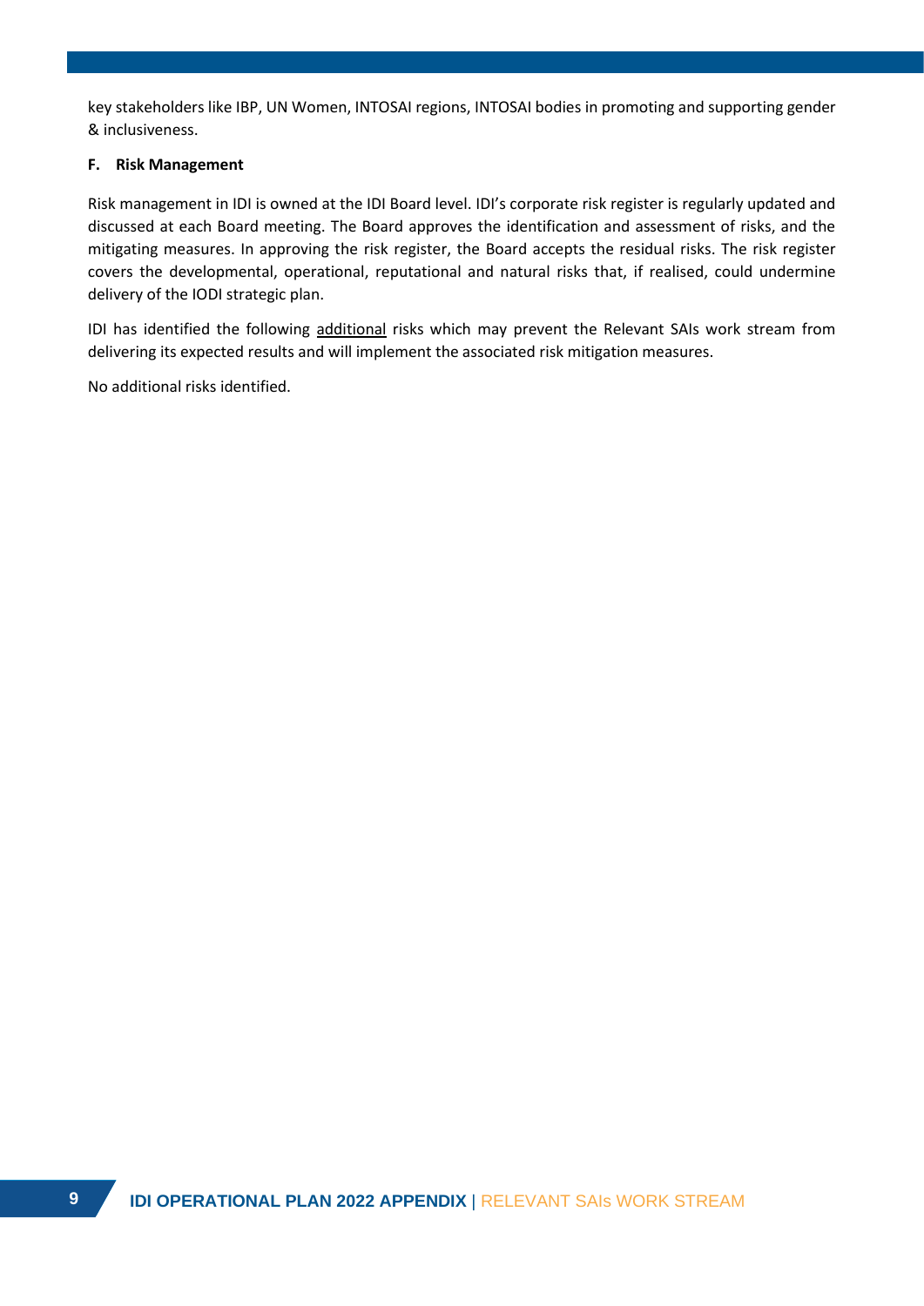key stakeholders like IBP, UN Women, INTOSAI regions, INTOSAI bodies in promoting and supporting gender & inclusiveness.

### F. Risk Management

Risk management in IDI is owned at the IDI Board level. IDI's corporate risk register is regularly updated and discussed at each Board meeting. The Board approves the identification and assessment of risks, and the mitigating measures. In approving the risk register, the Board accepts the residual risks. The risk register covers the developmental, operational, reputational and natural risks that, if realised, could undermine delivery of the IODI strategic plan.

IDI has identified the following additional risks which may prevent the Relevant SAIs work stream from delivering its expected results and will implement the associated risk mitigation measures.

No additional risks identified.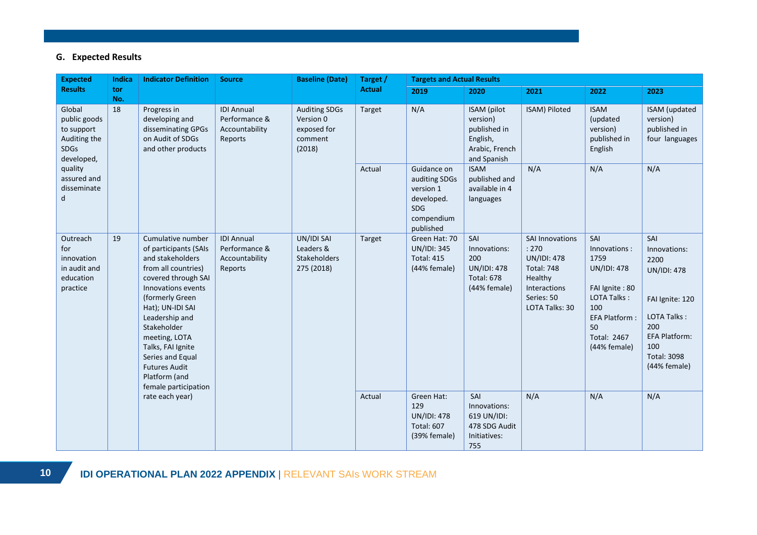## G. Expected Results

| Expected Results | Indicator No. | Indicator Definition | Source | Baseline (Date) | Target / Actual | Targets and Actual Results | | | | |
|---|---|---|---|---|---|---|---|---|---|---|
| | | | | | | 2019 | 2020 | 2021 | 2022 | 2023 |
| Global public goods to support Auditing the SDGs developed, quality assured and disseminated | 18 | Progress in developing and disseminating GPGs on Audit of SDGs and other products | IDI Annual Performance & Accountability Reports | Auditing SDGs Version 0 exposed for comment (2018) | Target | N/A | ISAM (pilot version) published in English, Arabic, French and Spanish | ISAM) Piloted | ISAM (updated version) published in English | ISAM (updated version) published in four languages |
| | | | | | Actual | Guidance on auditing SDGs version 1 developed. SDG compendium published | ISAM published and available in 4 languages | N/A | N/A | N/A |
| Outreach for innovation in audit and education practice | 19 | Cumulative number of participants (SAIs and stakeholders from all countries) covered through SAI Innovations events (formerly Green Hat); UN-IDI SAI Leadership and Stakeholder meeting, LOTA Talks, FAI Ignite Series and Equal Futures Audit Platform (and female participation rate each year) | IDI Annual Performance & Accountability Reports | UN/IDI SAI Leaders & Stakeholders 275 (2018) | Target | Green Hat: 70<br>UN/IDI: 345<br>Total: 415<br>(44% female) | SAI Innovations: 200<br>UN/IDI: 478<br>Total: 678<br>(44% female) | SAI Innovations : 270<br>UN/IDI: 478<br>Total: 748<br>Healthy Interactions Series: 50<br>LOTA Talks: 30 | SAI Innovations : 1759<br>UN/IDI: 478<br><br>FAI Ignite : 80<br>LOTA Talks : 100<br>EFA Platform : 50<br>Total: 2467 (44% female) | SAI Innovations: 2200<br>UN/IDI: 478<br><br>FAI Ignite: 120<br><br>LOTA Talks : 200<br>EFA Platform: 100<br>Total: 3098 (44% female) |
| | | | | | Actual | Green Hat: 129<br>UN/IDI: 478<br>Total: 607<br>(39% female) | SAI Innovations: 619 UN/IDI: 478 SDG Audit Initiatives: 755 | N/A | N/A | N/A |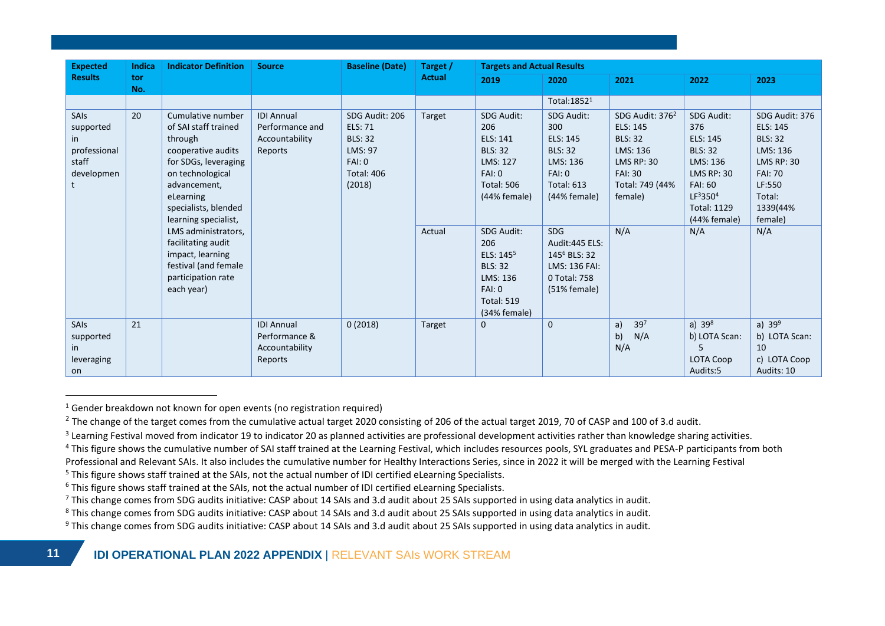| Expected Results | Indicator No. | Indicator Definition | Source | Baseline (Date) | Target / Actual | Targets and Actual Results | | | | |
|---|---|---|---|---|---|---|---|---|---|---|
| | | | | | | 2019 | 2020 | 2021 | 2022 | 2023 |
| | | | | | | | Total:1852[1] | | | |
| SAIs supported in professional staff development | 20 | Cumulative number of SAI staff trained through cooperative audits for SDGs, leveraging on technological advancement, eLearning specialists, blended learning specialist, LMS administrators, facilitating audit impact, learning festival (and female participation rate each year) | IDI Annual Performance and Accountability Reports | SDG Audit: 206 ELS: 71 BLS: 32 LMS: 97 FAI: 0 Total: 406 (2018) | Target | SDG Audit: 206 ELS: 141 BLS: 32 LMS: 127 FAI: 0 Total: 506 (44% female) | SDG Audit: 300 ELS: 145 BLS: 32 LMS: 136 FAI: 0 Total: 613 (44% female) | SDG Audit: 376[2] ELS: 145 BLS: 32 LMS: 136 LMS RP: 30 FAI: 30 Total: 749 (44% female) | SDG Audit: 376 ELS: 145 BLS: 32 LMS: 136 LMS RP: 30 FAI: 60 LF[3]350[4] Total: 1129 (44% female) | SDG Audit: 376 ELS: 145 BLS: 32 LMS: 136 LMS RP: 30 FAI: 70 LF:550 Total: 1339(44% female) |
| | | | | | Actual | SDG Audit: 206 ELS: 145[5] BLS: 32 LMS: 136 FAI: 0 Total: 519 (34% female) | SDG Audit:445 ELS: 145[6] BLS: 32 LMS: 136 FAI: 0 Total: 758 (51% female) | N/A | N/A | N/A |
| SAIs supported in leveraging on | 21 | | IDI Annual Performance & Accountability Reports | 0 (2018) | Target | 0 | 0 | a) 39[7] b) N/A | a) 39[8] b) LOTA Scan: 5 LOTA Coop Audits:5 | a) 39[9] b) LOTA Scan: 10 c) LOTA Coop Audits: 10 |

[1] Gender breakdown not known for open events (no registration required)

[2] The change of the target comes from the cumulative actual target 2020 consisting of 206 of the actual target 2019, 70 of CASP and 100 of 3.d audit.

[3] Learning Festival moved from indicator 19 to indicator 20 as planned activities are professional development activities rather than knowledge sharing activities.

[4] This figure shows the cumulative number of SAI staff trained at the Learning Festival, which includes resources pools, SYL graduates and PESA-P participants from both Professional and Relevant SAIs. It also includes the cumulative number for Healthy Interactions Series, since in 2022 it will be merged with the Learning Festival

[5] This figure shows staff trained at the SAIs, not the actual number of IDI certified eLearning Specialists.

[6] This figure shows staff trained at the SAIs, not the actual number of IDI certified eLearning Specialists.

[7] This change comes from SDG audits initiative: CASP about 14 SAIs and 3.d audit about 25 SAIs supported in using data analytics in audit.

[8] This change comes from SDG audits initiative: CASP about 14 SAIs and 3.d audit about 25 SAIs supported in using data analytics in audit.

[9] This change comes from SDG audits initiative: CASP about 14 SAIs and 3.d audit about 25 SAIs supported in using data analytics in audit.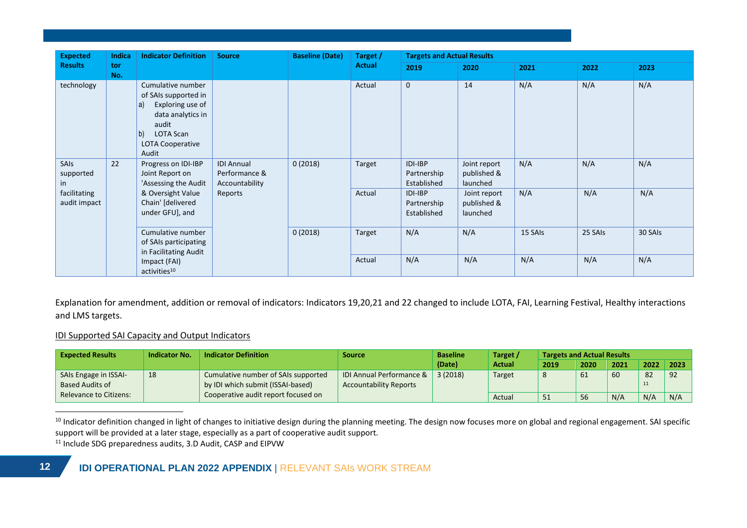| Expected Results | Indicator No. | Indicator Definition | Source | Baseline (Date) | Target / Actual | Targets and Actual Results | | | | |
|---|---|---|---|---|---|---|---|---|---|---|
| | | | | | | 2019 | 2020 | 2021 | 2022 | 2023 |
| technology | | Cumulative number of SAIs supported in a) Exploring use of data analytics in audit b) LOTA Scan LOTA Cooperative Audit | | | Actual | 0 | 14 | N/A | N/A | N/A |
| SAIs supported in facilitating audit impact | 22 | Progress on IDI-IBP Joint Report on 'Assessing the Audit & Oversight Value Chain' [delivered under GFU], and | IDI Annual Performance & Accountability Reports | 0 (2018) | Target | IDI-IBP Partnership Established | Joint report published & launched | N/A | N/A | N/A |
| | | | | | Actual | IDI-IBP Partnership Established | Joint report published & launched | N/A | N/A | N/A |
| | | Cumulative number of SAIs participating in Facilitating Audit Impact (FAI) activities[10] | | 0 (2018) | Target | N/A | N/A | 15 SAIs | 25 SAIs | 30 SAIs |
| | | | | | Actual | N/A | N/A | N/A | N/A | N/A |

Explanation for amendment, addition or removal of indicators: Indicators 19,20,21 and 22 changed to include LOTA, FAI, Learning Festival, Healthy interactions and LMS targets.

IDI Supported SAI Capacity and Output Indicators

| Expected Results | Indicator No. | Indicator Definition | Source | Baseline (Date) | Target / Actual | Targets and Actual Results | | | | |
|---|---|---|---|---|---|---|---|---|---|---|
| | | | | | | 2019 | 2020 | 2021 | 2022 | 2023 |
| SAIs Engage in ISSAI-Based Audits of Relevance to Citizens: | 18 | Cumulative number of SAIs supported by IDI which submit (ISSAI-based) Cooperative audit report focused on | IDI Annual Performance & Accountability Reports | 3 (2018) | Target | 8 | 61 | 60 | 82 [11] | 92 |
| | | | | | Actual | 51 | 56 | N/A | N/A | N/A |

[10] Indicator definition changed in light of changes to initiative design during the planning meeting. The design now focuses more on global and regional engagement. SAI specific support will be provided at a later stage, especially as a part of cooperative audit support.

[11] Include SDG preparedness audits, 3.D Audit, CASP and EIPVW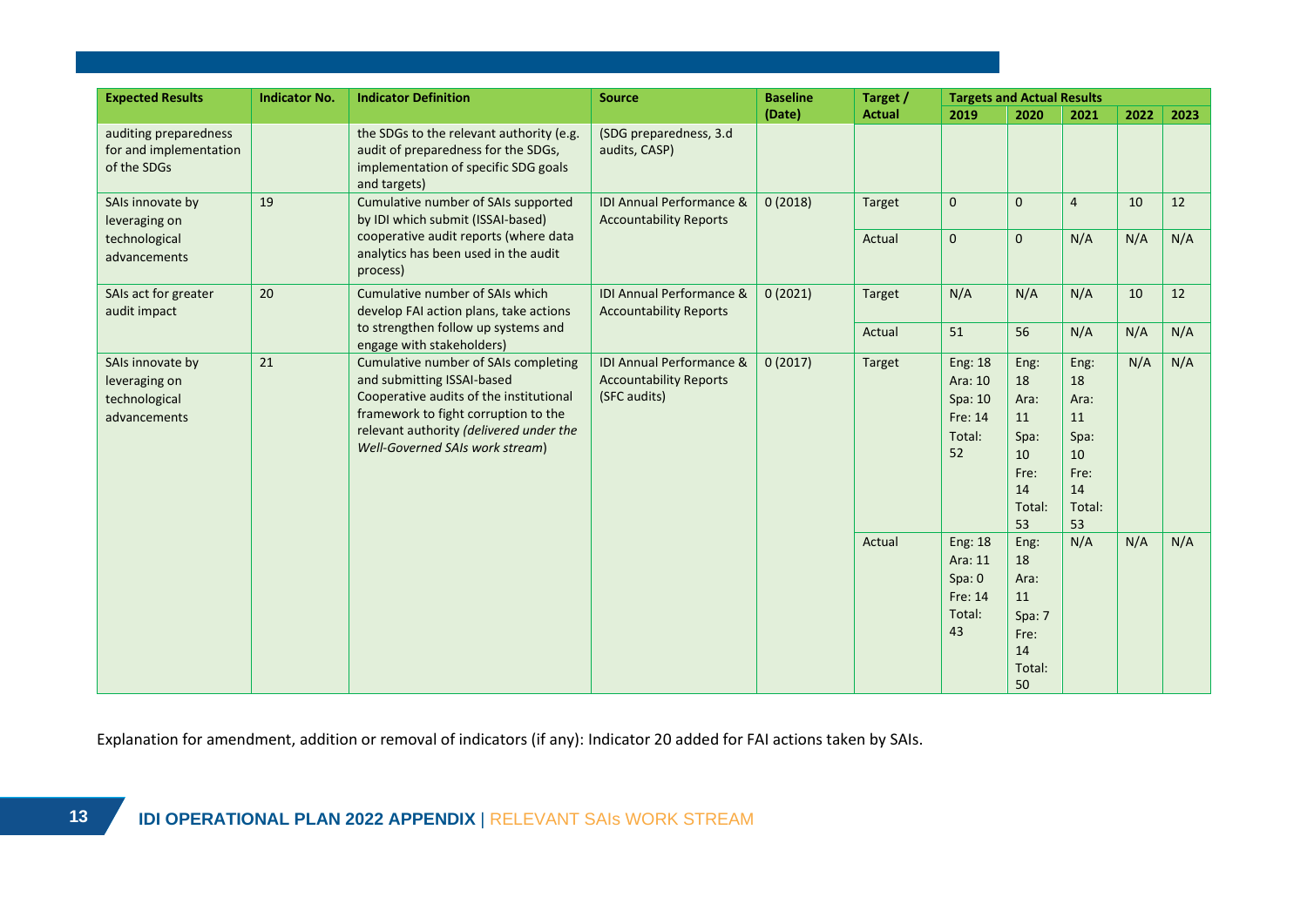| Expected Results | Indicator No. | Indicator Definition | Source | Baseline (Date) | Target / Actual | Targets and Actual Results | | | | |
|---|---|---|---|---|---|---|---|---|---|---|
| | | | | | | 2019 | 2020 | 2021 | 2022 | 2023 |
| auditing preparedness for and implementation of the SDGs | | the SDGs to the relevant authority (e.g. audit of preparedness for the SDGs, implementation of specific SDG goals and targets) | (SDG preparedness, 3.d audits, CASP) | | | | | | | |
| SAIs innovate by leveraging on technological advancements | 19 | Cumulative number of SAIs supported by IDI which submit (ISSAI-based) cooperative audit reports (where data analytics has been used in the audit process) | IDI Annual Performance & Accountability Reports | 0 (2018) | Target | 0 | 0 | 4 | 10 | 12 |
| | | | | | Actual | 0 | 0 | N/A | N/A | N/A |
| SAIs act for greater audit impact | 20 | Cumulative number of SAIs which develop FAI action plans, take actions to strengthen follow up systems and engage with stakeholders) | IDI Annual Performance & Accountability Reports | 0 (2021) | Target | N/A | N/A | N/A | 10 | 12 |
| | | | | | Actual | 51 | 56 | N/A | N/A | N/A |
| SAIs innovate by leveraging on technological advancements | 21 | Cumulative number of SAIs completing and submitting ISSAI-based Cooperative audits of the institutional framework to fight corruption to the relevant authority *(delivered under the Well-Governed SAIs work stream)* | IDI Annual Performance & Accountability Reports (SFC audits) | 0 (2017) | Target | Eng: 18 Ara: 10 Spa: 10 Fre: 14 Total: 52 | Eng: 18 Ara: 11 Spa: 10 Fre: 14 Total: 53 | Eng: 18 Ara: 11 Spa: 10 Fre: 14 Total: 53 | N/A | N/A |
| | | | | | Actual | Eng: 18 Ara: 11 Spa: 0 Fre: 14 Total: 43 | Eng: 18 Ara: 11 Spa: 7 Fre: 14 Total: 50 | N/A | N/A | N/A |

Explanation for amendment, addition or removal of indicators (if any): Indicator 20 added for FAI actions taken by SAIs.